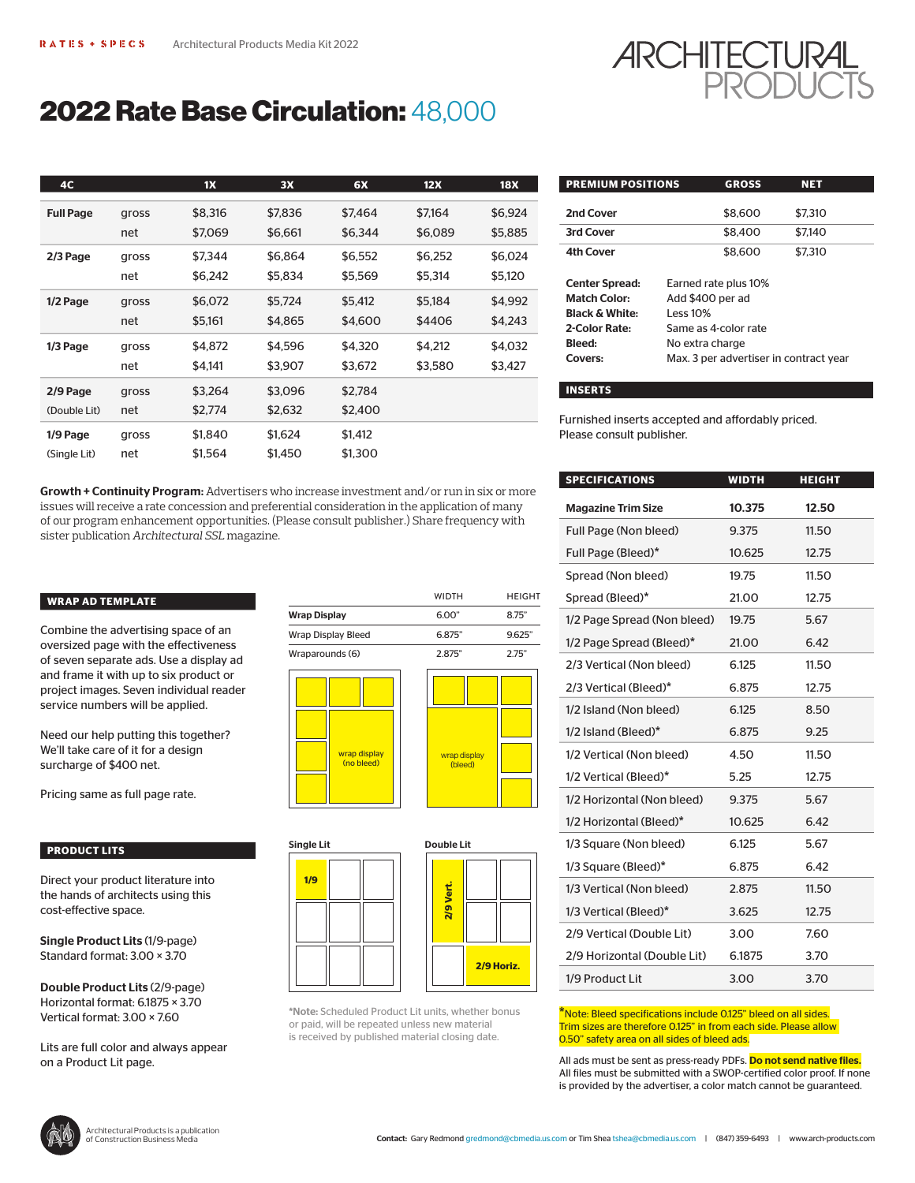RATES + SPECS Architectural Products Media Kit 2022

ARCHITECTURAL PRODUCTS

# 2022 Rate Base Circulation: 48,000

| 4C | | 1X | 3X | 6X | 12X | 18X |
|---|---|---|---|---|---|---|
| **Full Page** | gross | $8,316 | $7,836 | $7,464 | $7,164 | $6,924 |
| | net | $7,069 | $6,661 | $6,344 | $6,089 | $5,885 |
| **2/3 Page** | gross | $7,344 | $6,864 | $6,552 | $6,252 | $6,024 |
| | net | $6,242 | $5,834 | $5,569 | $5,314 | $5,120 |
| **1/2 Page** | gross | $6,072 | $5,724 | $5,412 | $5,184 | $4,992 |
| | net | $5,161 | $4,865 | $4,600 | $4406 | $4,243 |
| **1/3 Page** | gross | $4,872 | $4,596 | $4,320 | $4,212 | $4,032 |
| | net | $4,141 | $3,907 | $3,672 | $3,580 | $3,427 |
| **2/9 Page** | gross | $3,264 | $3,096 | $2,784 | | |
| (Double Lit) | net | $2,774 | $2,632 | $2,400 | | |
| **1/9 Page** | gross | $1,840 | $1,624 | $1,412 | | |
| (Single Lit) | net | $1,564 | $1,450 | $1,300 | | |

**Growth + Continuity Program:** Advertisers who increase investment and/or run in six or more issues will receive a rate concession and preferential consideration in the application of many of our program enhancement opportunities. (Please consult publisher.) Share frequency with sister publication *Architectural SSL* magazine.

## WRAP AD TEMPLATE

Combine the advertising space of an oversized page with the effectiveness of seven separate ads. Use a display ad and frame it with up to six product or project images. Seven individual reader service numbers will be applied.

Need our help putting this together? We'll take care of it for a design surcharge of $400 net.

Pricing same as full page rate.

| | WIDTH | HEIGHT |
|---|---|---|
| **Wrap Display** | 6.00" | 8.75" |
| Wrap Display Bleed | 6.875" | 9.625" |
| Wraparounds (6) | 2.875" | 2.75" |

wrap display (no bleed)

wrap display (bleed)

## PRODUCT LITS

Direct your product literature into the hands of architects using this cost-effective space.

**Single Product Lits** (1/9-page)
Standard format: 3.00 × 3.70

**Double Product Lits** (2/9-page)
Horizontal format: 6.1875 × 3.70
Vertical format: 3.00 × 7.60

Lits are full color and always appear on a Product Lit page.

Single Lit: 1/9

Double Lit: 2/9 Vert., 2/9 Horiz.

*Note: Scheduled Product Lit units, whether bonus or paid, will be repeated unless new material is received by published material closing date.

## PREMIUM POSITIONS

| PREMIUM POSITIONS | GROSS | NET |
|---|---|---|
| 2nd Cover | $8,600 | $7,310 |
| 3rd Cover | $8,400 | $7,140 |
| 4th Cover | $8,600 | $7,310 |

**Center Spread:** Earned rate plus 10%
**Match Color:** Add $400 per ad
**Black & White:** Less 10%
**2-Color Rate:** Same as 4-color rate
**Bleed:** No extra charge
**Covers:** Max. 3 per advertiser in contract year

## INSERTS

Furnished inserts accepted and affordably priced. Please consult publisher.

## SPECIFICATIONS

| SPECIFICATIONS | WIDTH | HEIGHT |
|---|---|---|
| **Magazine Trim Size** | **10.375** | **12.50** |
| Full Page (Non bleed) | 9.375 | 11.50 |
| Full Page (Bleed)* | 10.625 | 12.75 |
| Spread (Non bleed) | 19.75 | 11.50 |
| Spread (Bleed)* | 21.00 | 12.75 |
| 1/2 Page Spread (Non bleed) | 19.75 | 5.67 |
| 1/2 Page Spread (Bleed)* | 21.00 | 6.42 |
| 2/3 Vertical (Non bleed) | 6.125 | 11.50 |
| 2/3 Vertical (Bleed)* | 6.875 | 12.75 |
| 1/2 Island (Non bleed) | 6.125 | 8.50 |
| 1/2 Island (Bleed)* | 6.875 | 9.25 |
| 1/2 Vertical (Non bleed) | 4.50 | 11.50 |
| 1/2 Vertical (Bleed)* | 5.25 | 12.75 |
| 1/2 Horizontal (Non bleed) | 9.375 | 5.67 |
| 1/2 Horizontal (Bleed)* | 10.625 | 6.42 |
| 1/3 Square (Non bleed) | 6.125 | 5.67 |
| 1/3 Square (Bleed)* | 6.875 | 6.42 |
| 1/3 Vertical (Non bleed) | 2.875 | 11.50 |
| 1/3 Vertical (Bleed)* | 3.625 | 12.75 |
| 2/9 Vertical (Double Lit) | 3.00 | 7.60 |
| 2/9 Horizontal (Double Lit) | 6.1875 | 3.70 |
| 1/9 Product Lit | 3.00 | 3.70 |

*Note: Bleed specifications include 0.125" bleed on all sides. Trim sizes are therefore 0.125" in from each side. Please allow 0.50" safety area on all sides of bleed ads.

All ads must be sent as press-ready PDFs. **Do not send native files.** All files must be submitted with a SWOP-certified color proof. If none is provided by the advertiser, a color match cannot be guaranteed.

Architectural Products is a publication of Construction Business Media

**Contact:** Gary Redmond gredmond@cbmedia.us.com or Tim Shea tshea@cbmedia.us.com | (847) 359-6493 | www.arch-products.com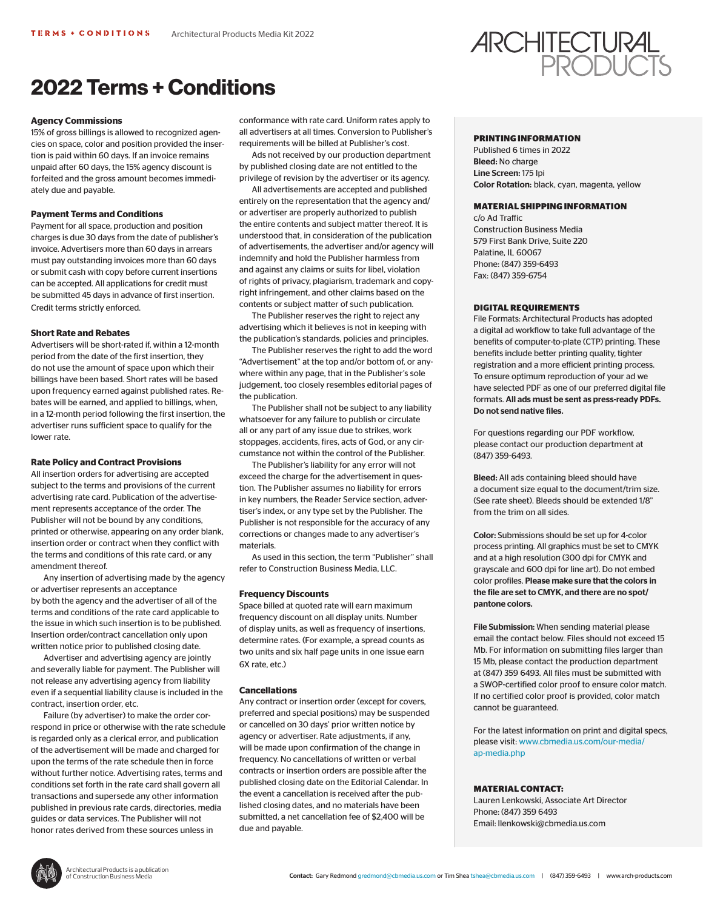# 2022 Terms + Conditions

### Agency Commissions

15% of gross billings is allowed to recognized agencies on space, color and position provided the insertion is paid within 60 days. If an invoice remains unpaid after 60 days, the 15% agency discount is forfeited and the gross amount becomes immediately due and payable.

### Payment Terms and Conditions

Payment for all space, production and position charges is due 30 days from the date of publisher's invoice. Advertisers more than 60 days in arrears must pay outstanding invoices more than 60 days or submit cash with copy before current insertions can be accepted. All applications for credit must be submitted 45 days in advance of first insertion. Credit terms strictly enforced.

### Short Rate and Rebates

Advertisers will be short-rated if, within a 12-month period from the date of the first insertion, they do not use the amount of space upon which their billings have been based. Short rates will be based upon frequency earned against published rates. Rebates will be earned, and applied to billings, when, in a 12-month period following the first insertion, the advertiser runs sufficient space to qualify for the lower rate.

### Rate Policy and Contract Provisions

All insertion orders for advertising are accepted subject to the terms and provisions of the current advertising rate card. Publication of the advertisement represents acceptance of the order. The Publisher will not be bound by any conditions, printed or otherwise, appearing on any order blank, insertion order or contract when they conflict with the terms and conditions of this rate card, or any amendment thereof.

Any insertion of advertising made by the agency or advertiser represents an acceptance by both the agency and the advertiser of all of the terms and conditions of the rate card applicable to the issue in which such insertion is to be published. Insertion order/contract cancellation only upon written notice prior to published closing date.

Advertiser and advertising agency are jointly and severally liable for payment. The Publisher will not release any advertising agency from liability even if a sequential liability clause is included in the contract, insertion order, etc.

Failure (by advertiser) to make the order correspond in price or otherwise with the rate schedule is regarded only as a clerical error, and publication of the advertisement will be made and charged for upon the terms of the rate schedule then in force without further notice. Advertising rates, terms and conditions set forth in the rate card shall govern all transactions and supersede any other information published in previous rate cards, directories, media guides or data services. The Publisher will not honor rates derived from these sources unless in conformance with rate card. Uniform rates apply to all advertisers at all times. Conversion to Publisher's requirements will be billed at Publisher's cost.

Ads not received by our production department by published closing date are not entitled to the privilege of revision by the advertiser or its agency.

All advertisements are accepted and published entirely on the representation that the agency and/or advertiser are properly authorized to publish the entire contents and subject matter thereof. It is understood that, in consideration of the publication of advertisements, the advertiser and/or agency will indemnify and hold the Publisher harmless from and against any claims or suits for libel, violation of rights of privacy, plagiarism, trademark and copyright infringement, and other claims based on the contents or subject matter of such publication.

The Publisher reserves the right to reject any advertising which it believes is not in keeping with the publication's standards, policies and principles.

The Publisher reserves the right to add the word "Advertisement" at the top and/or bottom of, or anywhere within any page, that in the Publisher's sole judgement, too closely resembles editorial pages of the publication.

The Publisher shall not be subject to any liability whatsoever for any failure to publish or circulate all or any part of any issue due to strikes, work stoppages, accidents, fires, acts of God, or any circumstance not within the control of the Publisher.

The Publisher's liability for any error will not exceed the charge for the advertisement in question. The Publisher assumes no liability for errors in key numbers, the Reader Service section, advertiser's index, or any type set by the Publisher. The Publisher is not responsible for the accuracy of any corrections or changes made to any advertiser's materials.

As used in this section, the term "Publisher" shall refer to Construction Business Media, LLC.

### Frequency Discounts

Space billed at quoted rate will earn maximum frequency discount on all display units. Number of display units, as well as frequency of insertions, determine rates. (For example, a spread counts as two units and six half page units in one issue earn 6X rate, etc.)

### Cancellations

Any contract or insertion order (except for covers, preferred and special positions) may be suspended or cancelled on 30 days' prior written notice by agency or advertiser. Rate adjustments, if any, will be made upon confirmation of the change in frequency. No cancellations of written or verbal contracts or insertion orders are possible after the published closing date on the Editorial Calendar. In the event a cancellation is received after the published closing dates, and no materials have been submitted, a net cancellation fee of $2,400 will be due and payable.

### PRINTING INFORMATION

Published 6 times in 2022
**Bleed:** No charge
**Line Screen:** 175 lpi
**Color Rotation:** black, cyan, magenta, yellow

### MATERIAL SHIPPING INFORMATION

c/o Ad Traffic
Construction Business Media
579 First Bank Drive, Suite 220
Palatine, IL 60067
Phone: (847) 359-6493
Fax: (847) 359-6754

### DIGITAL REQUIREMENTS

File Formats: Architectural Products has adopted a digital ad workflow to take full advantage of the benefits of computer-to-plate (CTP) printing. These benefits include better printing quality, tighter registration and a more efficient printing process. To ensure optimum reproduction of your ad we have selected PDF as one of our preferred digital file formats. **All ads must be sent as press-ready PDFs. Do not send native files.**

For questions regarding our PDF workflow, please contact our production department at (847) 359-6493.

**Bleed:** All ads containing bleed should have a document size equal to the document/trim size. (See rate sheet). Bleeds should be extended 1/8" from the trim on all sides.

**Color:** Submissions should be set up for 4-color process printing. All graphics must be set to CMYK and at a high resolution (300 dpi for CMYK and grayscale and 600 dpi for line art). Do not embed color profiles. **Please make sure that the colors in the file are set to CMYK, and there are no spot/pantone colors.**

**File Submission:** When sending material please email the contact below. Files should not exceed 15 Mb. For information on submitting files larger than 15 Mb, please contact the production department at (847) 359 6493. All files must be submitted with a SWOP-certified color proof to ensure color match. If no certified color proof is provided, color match cannot be guaranteed.

For the latest information on print and digital specs, please visit: www.cbmedia.us.com/our-media/ap-media.php

### MATERIAL CONTACT:

Lauren Lenkowski, Associate Art Director
Phone: (847) 359 6493
Email: llenkowski@cbmedia.us.com

Architectural Products is a publication of Construction Business Media

**Contact:** Gary Redmond gredmond@cbmedia.us.com or Tim Shea tshea@cbmedia.us.com | (847) 359-6493 | www.arch-products.com